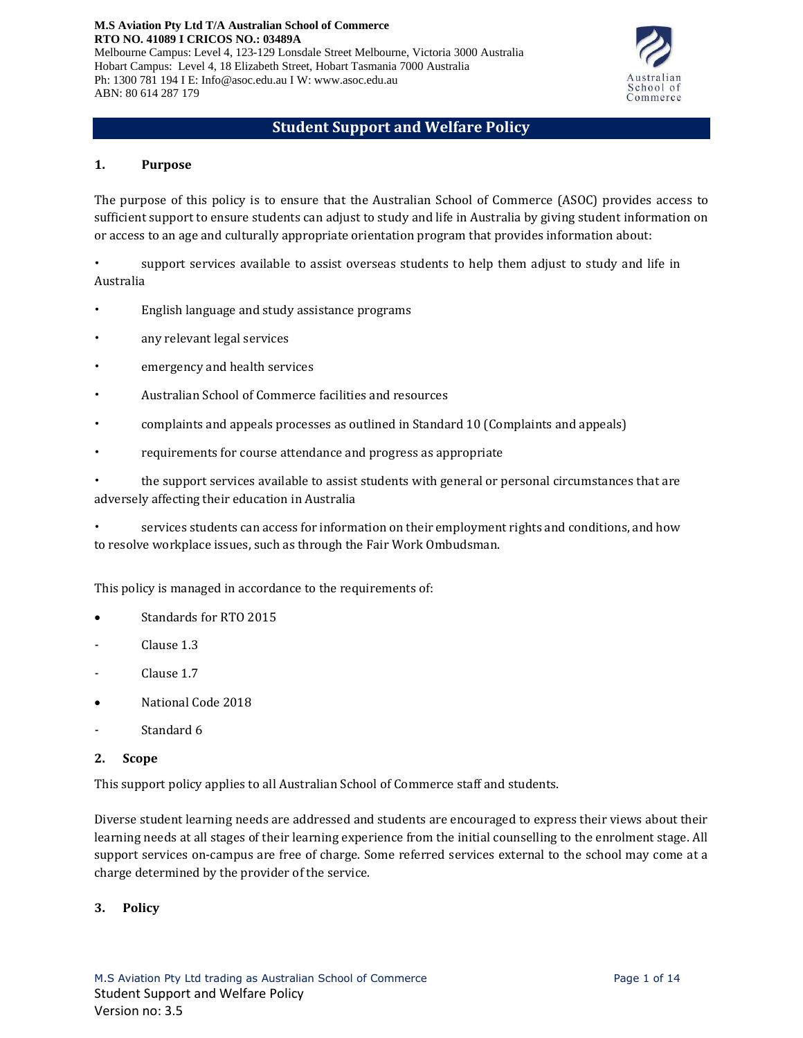**M.S Aviation Pty Ltd T/A Australian School of Commerce**
**RTO NO. 41089 I CRICOS NO.: 03489A**
Melbourne Campus: Level 4, 123-129 Lonsdale Street Melbourne, Victoria 3000 Australia
Hobart Campus: Level 4, 18 Elizabeth Street, Hobart Tasmania 7000 Australia
Ph: 1300 781 194 I E: Info@asoc.edu.au I W: www.asoc.edu.au
ABN: 80 614 287 179

# Student Support and Welfare Policy

## 1. Purpose

The purpose of this policy is to ensure that the Australian School of Commerce (ASOC) provides access to sufficient support to ensure students can adjust to study and life in Australia by giving student information on or access to an age and culturally appropriate orientation program that provides information about:

- support services available to assist overseas students to help them adjust to study and life in Australia
- English language and study assistance programs
- any relevant legal services
- emergency and health services
- Australian School of Commerce facilities and resources
- complaints and appeals processes as outlined in Standard 10 (Complaints and appeals)
- requirements for course attendance and progress as appropriate
- the support services available to assist students with general or personal circumstances that are adversely affecting their education in Australia
- services students can access for information on their employment rights and conditions, and how to resolve workplace issues, such as through the Fair Work Ombudsman.

This policy is managed in accordance to the requirements of:

- Standards for RTO 2015
  - Clause 1.3
  - Clause 1.7
- National Code 2018
  - Standard 6

## 2. Scope

This support policy applies to all Australian School of Commerce staff and students.

Diverse student learning needs are addressed and students are encouraged to express their views about their learning needs at all stages of their learning experience from the initial counselling to the enrolment stage. All support services on-campus are free of charge. Some referred services external to the school may come at a charge determined by the provider of the service.

## 3. Policy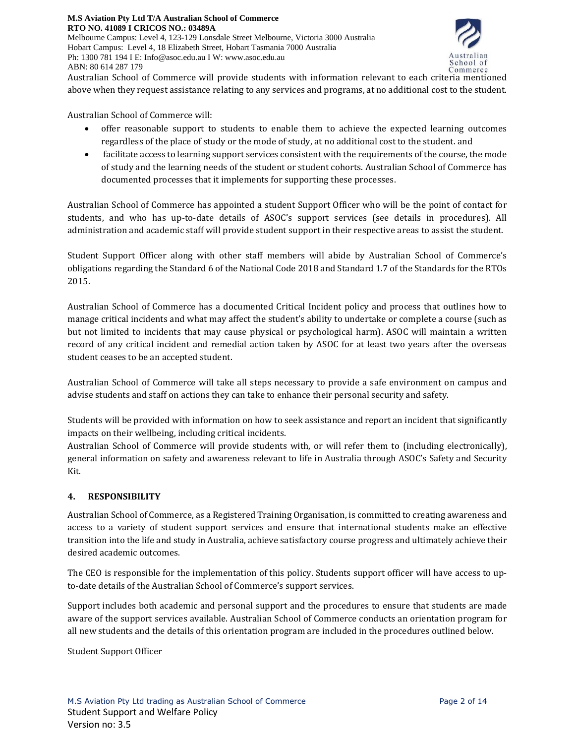Australian School of Commerce will provide students with information relevant to each criteria mentioned above when they request assistance relating to any services and programs, at no additional cost to the student.

Australian School of Commerce will:

- offer reasonable support to students to enable them to achieve the expected learning outcomes regardless of the place of study or the mode of study, at no additional cost to the student. and
- facilitate access to learning support services consistent with the requirements of the course, the mode of study and the learning needs of the student or student cohorts. Australian School of Commerce has documented processes that it implements for supporting these processes.

Australian School of Commerce has appointed a student Support Officer who will be the point of contact for students, and who has up-to-date details of ASOC's support services (see details in procedures). All administration and academic staff will provide student support in their respective areas to assist the student.

Student Support Officer along with other staff members will abide by Australian School of Commerce's obligations regarding the Standard 6 of the National Code 2018 and Standard 1.7 of the Standards for the RTOs 2015.

Australian School of Commerce has a documented Critical Incident policy and process that outlines how to manage critical incidents and what may affect the student's ability to undertake or complete a course (such as but not limited to incidents that may cause physical or psychological harm). ASOC will maintain a written record of any critical incident and remedial action taken by ASOC for at least two years after the overseas student ceases to be an accepted student.

Australian School of Commerce will take all steps necessary to provide a safe environment on campus and advise students and staff on actions they can take to enhance their personal security and safety.

Students will be provided with information on how to seek assistance and report an incident that significantly impacts on their wellbeing, including critical incidents.
Australian School of Commerce will provide students with, or will refer them to (including electronically), general information on safety and awareness relevant to life in Australia through ASOC's Safety and Security Kit.

## 4. RESPONSIBILITY

Australian School of Commerce, as a Registered Training Organisation, is committed to creating awareness and access to a variety of student support services and ensure that international students make an effective transition into the life and study in Australia, achieve satisfactory course progress and ultimately achieve their desired academic outcomes.

The CEO is responsible for the implementation of this policy. Students support officer will have access to up-to-date details of the Australian School of Commerce's support services.

Support includes both academic and personal support and the procedures to ensure that students are made aware of the support services available. Australian School of Commerce conducts an orientation program for all new students and the details of this orientation program are included in the procedures outlined below.

Student Support Officer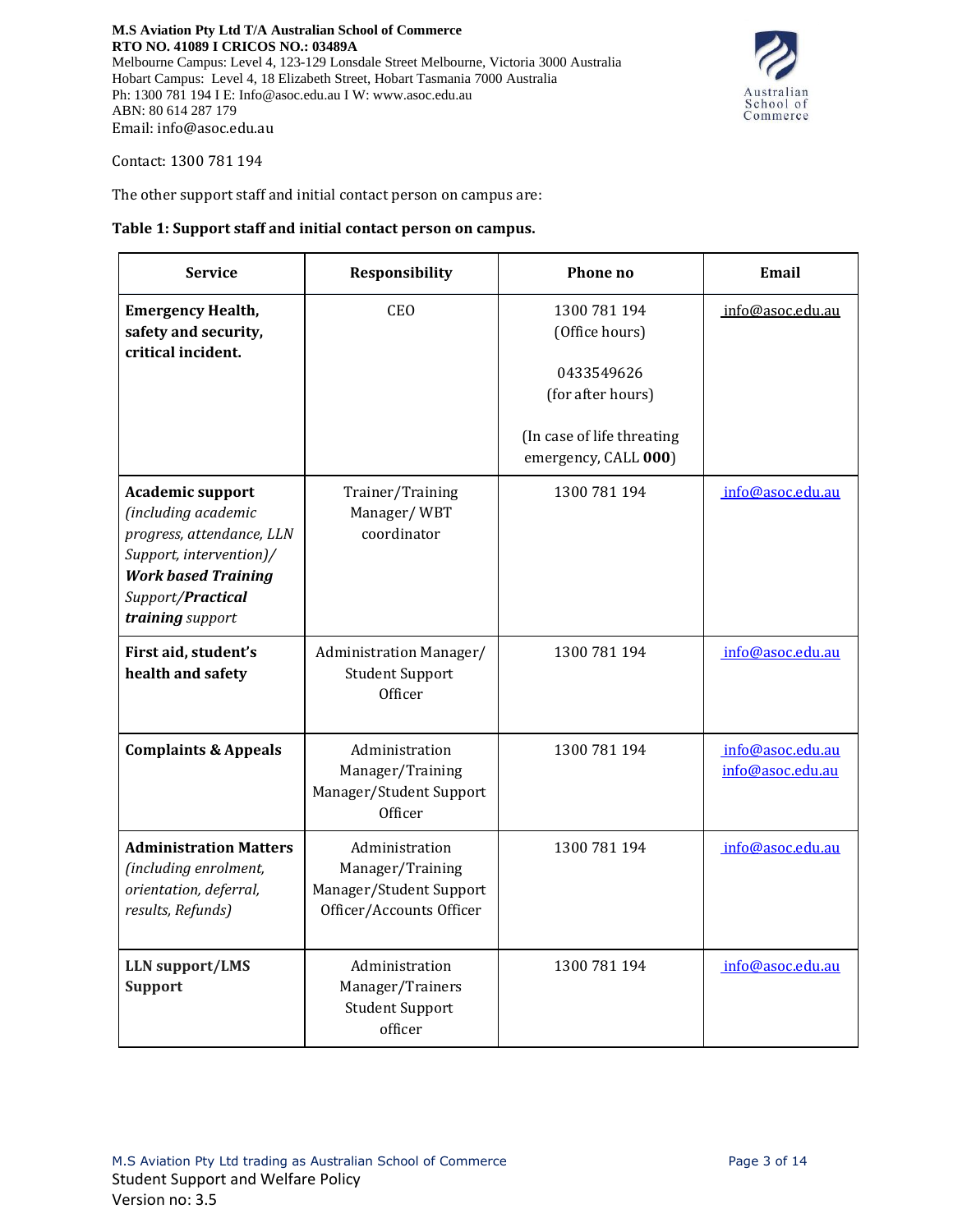Contact: 1300 781 194

The other support staff and initial contact person on campus are:

**Table 1: Support staff and initial contact person on campus.**

| Service | Responsibility | Phone no | Email |
|---|---|---|---|
| **Emergency Health, safety and security, critical incident.** | CEO | 1300 781 194 (Office hours)<br><br>0433549626 (for after hours)<br><br>(In case of life threating emergency, CALL **000**) | info@asoc.edu.au |
| **Academic support** *(including academic progress, attendance, LLN Support, intervention)/* ***Work based Training*** *Support/****Practical training*** *support* | Trainer/Training Manager/ WBT coordinator | 1300 781 194 | info@asoc.edu.au |
| **First aid, student's health and safety** | Administration Manager/ Student Support Officer | 1300 781 194 | info@asoc.edu.au |
| **Complaints & Appeals** | Administration Manager/Training Manager/Student Support Officer | 1300 781 194 | info@asoc.edu.au<br>info@asoc.edu.au |
| **Administration Matters** *(including enrolment, orientation, deferral, results, Refunds)* | Administration Manager/Training Manager/Student Support Officer/Accounts Officer | 1300 781 194 | info@asoc.edu.au |
| **LLN support/LMS Support** | Administration Manager/Trainers Student Support officer | 1300 781 194 | info@asoc.edu.au |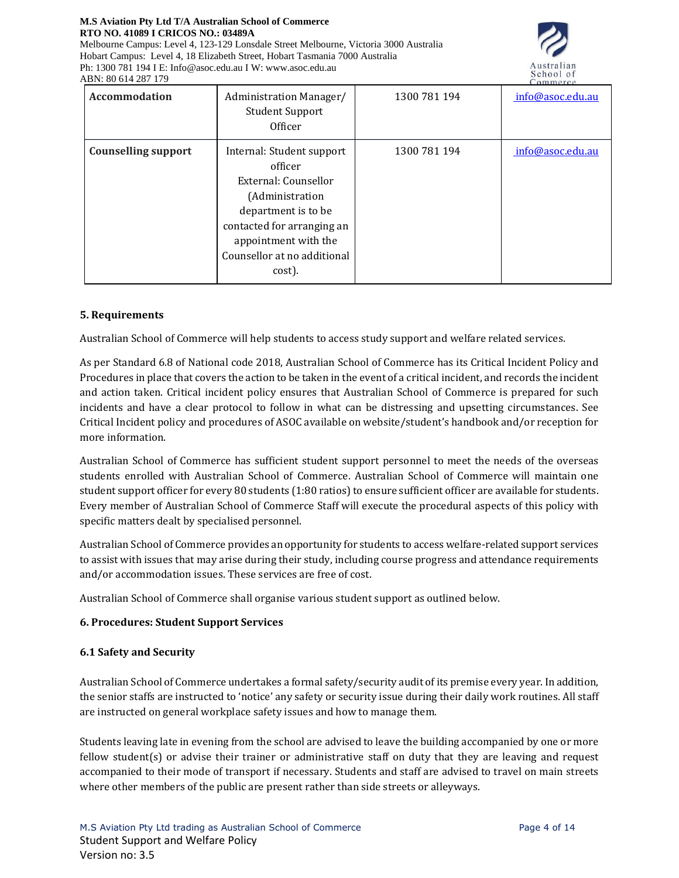| Accommodation | Administration Manager/ Student Support Officer | 1300 781 194 | info@asoc.edu.au |
|---|---|---|---|
| Counselling support | Internal: Student support officer<br>External: Counsellor (Administration department is to be contacted for arranging an appointment with the Counsellor at no additional cost). | 1300 781 194 | info@asoc.edu.au |

## 5. Requirements

Australian School of Commerce will help students to access study support and welfare related services.

As per Standard 6.8 of National code 2018, Australian School of Commerce has its Critical Incident Policy and Procedures in place that covers the action to be taken in the event of a critical incident, and records the incident and action taken. Critical incident policy ensures that Australian School of Commerce is prepared for such incidents and have a clear protocol to follow in what can be distressing and upsetting circumstances. See Critical Incident policy and procedures of ASOC available on website/student's handbook and/or reception for more information.

Australian School of Commerce has sufficient student support personnel to meet the needs of the overseas students enrolled with Australian School of Commerce. Australian School of Commerce will maintain one student support officer for every 80 students (1:80 ratios) to ensure sufficient officer are available for students. Every member of Australian School of Commerce Staff will execute the procedural aspects of this policy with specific matters dealt by specialised personnel.

Australian School of Commerce provides an opportunity for students to access welfare-related support services to assist with issues that may arise during their study, including course progress and attendance requirements and/or accommodation issues. These services are free of cost.

Australian School of Commerce shall organise various student support as outlined below.

## 6. Procedures: Student Support Services

### 6.1 Safety and Security

Australian School of Commerce undertakes a formal safety/security audit of its premise every year. In addition, the senior staffs are instructed to 'notice' any safety or security issue during their daily work routines. All staff are instructed on general workplace safety issues and how to manage them.

Students leaving late in evening from the school are advised to leave the building accompanied by one or more fellow student(s) or advise their trainer or administrative staff on duty that they are leaving and request accompanied to their mode of transport if necessary. Students and staff are advised to travel on main streets where other members of the public are present rather than side streets or alleyways.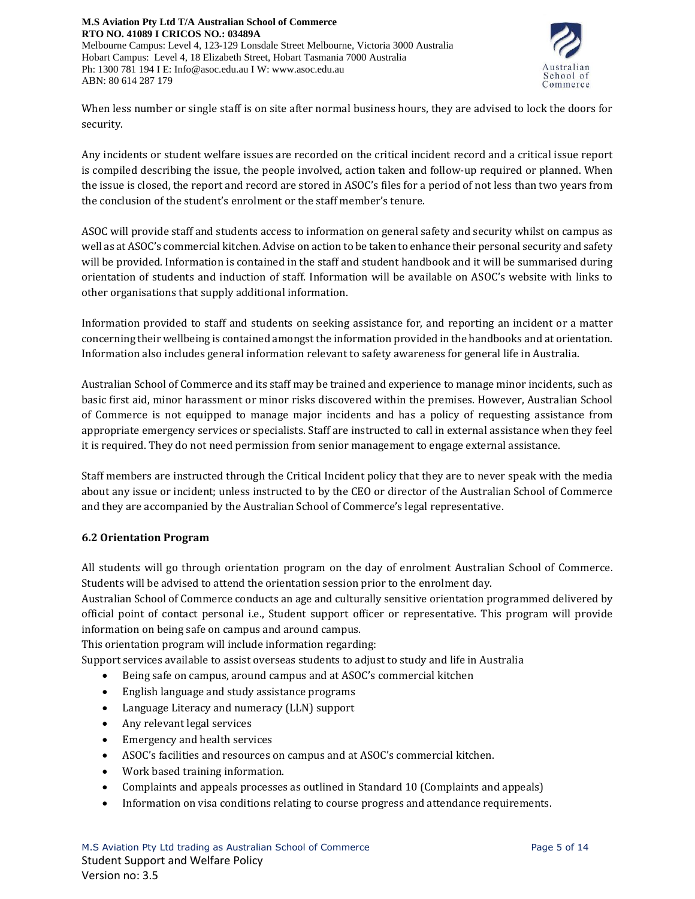When less number or single staff is on site after normal business hours, they are advised to lock the doors for security.

Any incidents or student welfare issues are recorded on the critical incident record and a critical issue report is compiled describing the issue, the people involved, action taken and follow-up required or planned. When the issue is closed, the report and record are stored in ASOC's files for a period of not less than two years from the conclusion of the student's enrolment or the staff member's tenure.

ASOC will provide staff and students access to information on general safety and security whilst on campus as well as at ASOC's commercial kitchen. Advise on action to be taken to enhance their personal security and safety will be provided. Information is contained in the staff and student handbook and it will be summarised during orientation of students and induction of staff. Information will be available on ASOC's website with links to other organisations that supply additional information.

Information provided to staff and students on seeking assistance for, and reporting an incident or a matter concerning their wellbeing is contained amongst the information provided in the handbooks and at orientation. Information also includes general information relevant to safety awareness for general life in Australia.

Australian School of Commerce and its staff may be trained and experience to manage minor incidents, such as basic first aid, minor harassment or minor risks discovered within the premises. However, Australian School of Commerce is not equipped to manage major incidents and has a policy of requesting assistance from appropriate emergency services or specialists. Staff are instructed to call in external assistance when they feel it is required. They do not need permission from senior management to engage external assistance.

Staff members are instructed through the Critical Incident policy that they are to never speak with the media about any issue or incident; unless instructed to by the CEO or director of the Australian School of Commerce and they are accompanied by the Australian School of Commerce's legal representative.

### 6.2 Orientation Program

All students will go through orientation program on the day of enrolment Australian School of Commerce. Students will be advised to attend the orientation session prior to the enrolment day.
Australian School of Commerce conducts an age and culturally sensitive orientation programmed delivered by official point of contact personal i.e., Student support officer or representative. This program will provide information on being safe on campus and around campus.
This orientation program will include information regarding:
Support services available to assist overseas students to adjust to study and life in Australia

- Being safe on campus, around campus and at ASOC's commercial kitchen
- English language and study assistance programs
- Language Literacy and numeracy (LLN) support
- Any relevant legal services
- Emergency and health services
- ASOC's facilities and resources on campus and at ASOC's commercial kitchen.
- Work based training information.
- Complaints and appeals processes as outlined in Standard 10 (Complaints and appeals)
- Information on visa conditions relating to course progress and attendance requirements.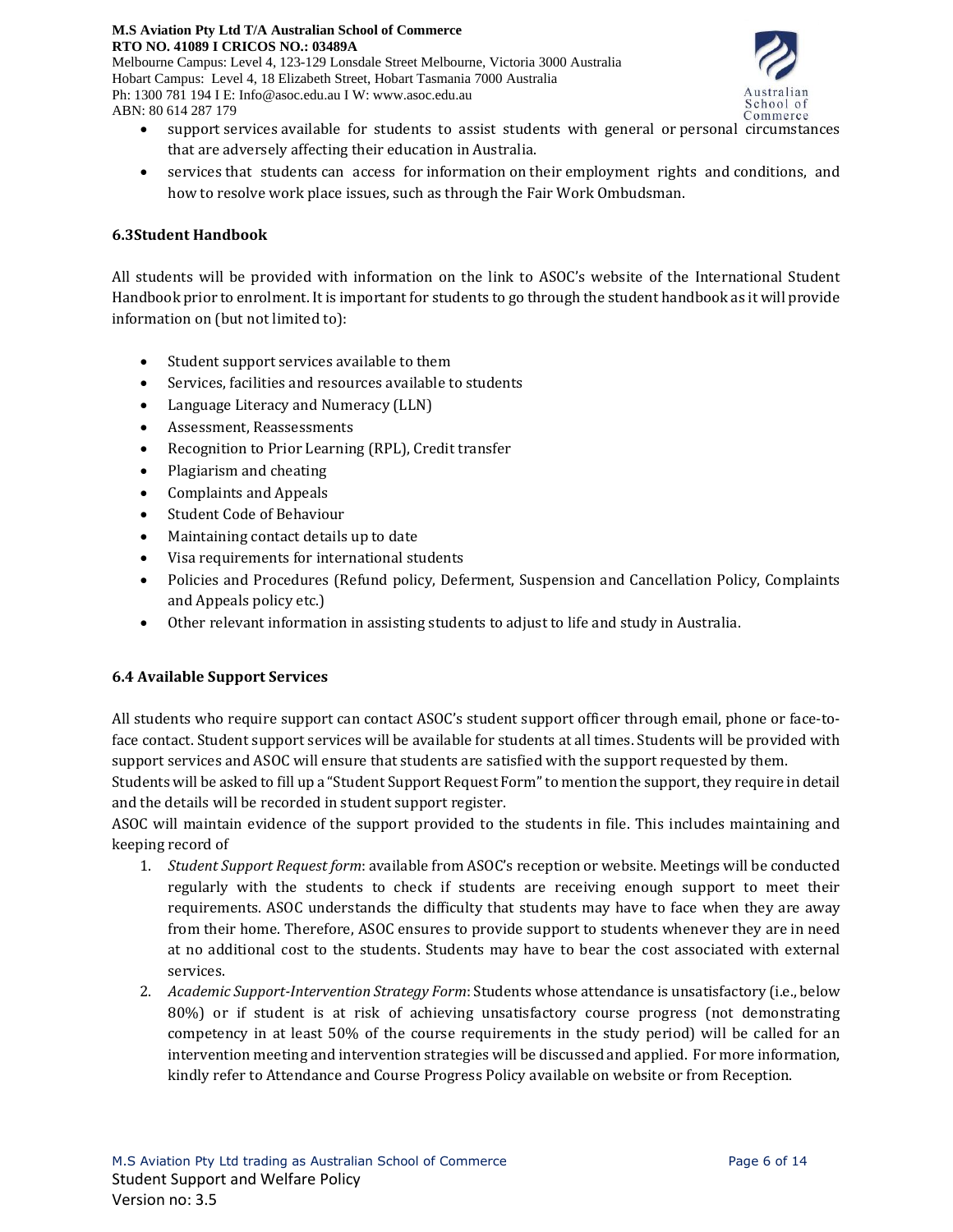- support services available for students to assist students with general or personal circumstances that are adversely affecting their education in Australia.
- services that students can access for information on their employment rights and conditions, and how to resolve work place issues, such as through the Fair Work Ombudsman.

### 6.3Student Handbook

All students will be provided with information on the link to ASOC's website of the International Student Handbook prior to enrolment. It is important for students to go through the student handbook as it will provide information on (but not limited to):

- Student support services available to them
- Services, facilities and resources available to students
- Language Literacy and Numeracy (LLN)
- Assessment, Reassessments
- Recognition to Prior Learning (RPL), Credit transfer
- Plagiarism and cheating
- Complaints and Appeals
- Student Code of Behaviour
- Maintaining contact details up to date
- Visa requirements for international students
- Policies and Procedures (Refund policy, Deferment, Suspension and Cancellation Policy, Complaints and Appeals policy etc.)
- Other relevant information in assisting students to adjust to life and study in Australia.

### 6.4 Available Support Services

All students who require support can contact ASOC's student support officer through email, phone or face-to-face contact. Student support services will be available for students at all times. Students will be provided with support services and ASOC will ensure that students are satisfied with the support requested by them.
Students will be asked to fill up a "Student Support Request Form" to mention the support, they require in detail and the details will be recorded in student support register.
ASOC will maintain evidence of the support provided to the students in file. This includes maintaining and keeping record of

1. *Student Support Request form*: available from ASOC's reception or website. Meetings will be conducted regularly with the students to check if students are receiving enough support to meet their requirements. ASOC understands the difficulty that students may have to face when they are away from their home. Therefore, ASOC ensures to provide support to students whenever they are in need at no additional cost to the students. Students may have to bear the cost associated with external services.
2. *Academic Support-Intervention Strategy Form*: Students whose attendance is unsatisfactory (i.e., below 80%) or if student is at risk of achieving unsatisfactory course progress (not demonstrating competency in at least 50% of the course requirements in the study period) will be called for an intervention meeting and intervention strategies will be discussed and applied. For more information, kindly refer to Attendance and Course Progress Policy available on website or from Reception.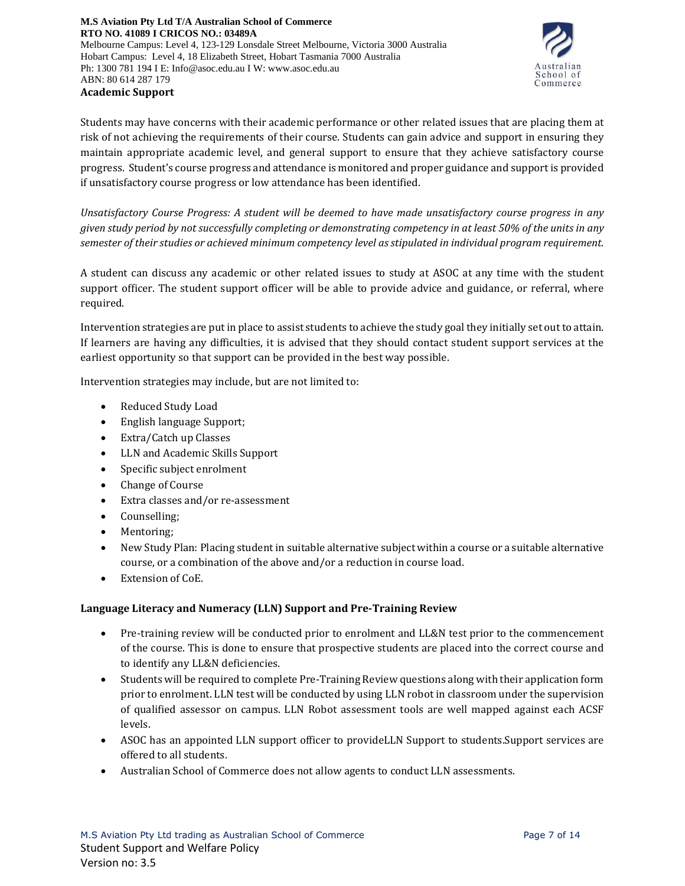## Academic Support

Students may have concerns with their academic performance or other related issues that are placing them at risk of not achieving the requirements of their course. Students can gain advice and support in ensuring they maintain appropriate academic level, and general support to ensure that they achieve satisfactory course progress. Student's course progress and attendance is monitored and proper guidance and support is provided if unsatisfactory course progress or low attendance has been identified.

*Unsatisfactory Course Progress: A student will be deemed to have made unsatisfactory course progress in any given study period by not successfully completing or demonstrating competency in at least 50% of the units in any semester of their studies or achieved minimum competency level as stipulated in individual program requirement.*

A student can discuss any academic or other related issues to study at ASOC at any time with the student support officer. The student support officer will be able to provide advice and guidance, or referral, where required.

Intervention strategies are put in place to assist students to achieve the study goal they initially set out to attain. If learners are having any difficulties, it is advised that they should contact student support services at the earliest opportunity so that support can be provided in the best way possible.

Intervention strategies may include, but are not limited to:

- Reduced Study Load
- English language Support;
- Extra/Catch up Classes
- LLN and Academic Skills Support
- Specific subject enrolment
- Change of Course
- Extra classes and/or re-assessment
- Counselling;
- Mentoring;
- New Study Plan: Placing student in suitable alternative subject within a course or a suitable alternative course, or a combination of the above and/or a reduction in course load.
- Extension of CoE.

### Language Literacy and Numeracy (LLN) Support and Pre-Training Review

- Pre-training review will be conducted prior to enrolment and LL&N test prior to the commencement of the course. This is done to ensure that prospective students are placed into the correct course and to identify any LL&N deficiencies.
- Students will be required to complete Pre-Training Review questions along with their application form prior to enrolment. LLN test will be conducted by using LLN robot in classroom under the supervision of qualified assessor on campus. LLN Robot assessment tools are well mapped against each ACSF levels.
- ASOC has an appointed LLN support officer to provideLLN Support to students.Support services are offered to all students.
- Australian School of Commerce does not allow agents to conduct LLN assessments.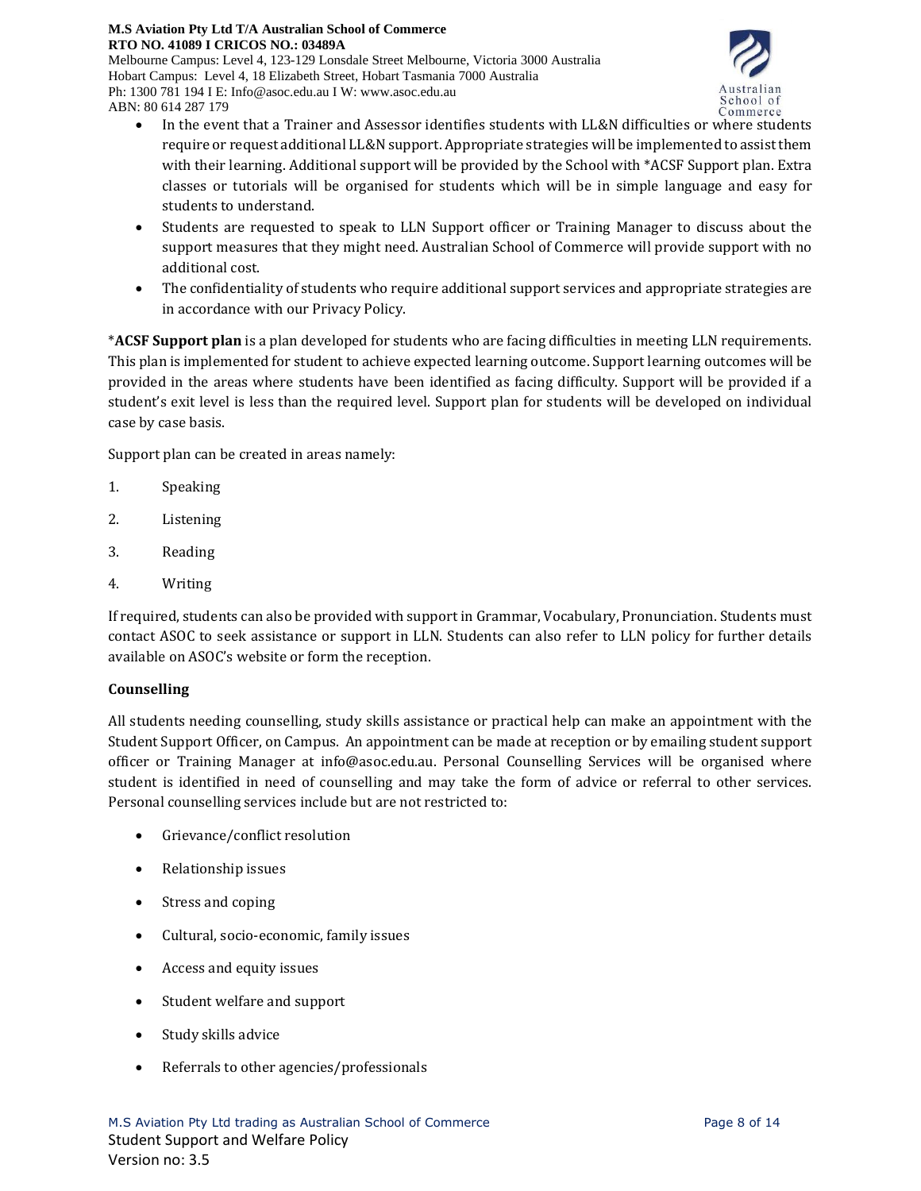- In the event that a Trainer and Assessor identifies students with LL&N difficulties or where students require or request additional LL&N support. Appropriate strategies will be implemented to assist them with their learning. Additional support will be provided by the School with *ACSF Support plan. Extra classes or tutorials will be organised for students which will be in simple language and easy for students to understand.
- Students are requested to speak to LLN Support officer or Training Manager to discuss about the support measures that they might need. Australian School of Commerce will provide support with no additional cost.
- The confidentiality of students who require additional support services and appropriate strategies are in accordance with our Privacy Policy.

***ACSF Support plan** is a plan developed for students who are facing difficulties in meeting LLN requirements. This plan is implemented for student to achieve expected learning outcome. Support learning outcomes will be provided in the areas where students have been identified as facing difficulty. Support will be provided if a student's exit level is less than the required level. Support plan for students will be developed on individual case by case basis.

Support plan can be created in areas namely:

1. Speaking
2. Listening
3. Reading
4. Writing

If required, students can also be provided with support in Grammar, Vocabulary, Pronunciation. Students must contact ASOC to seek assistance or support in LLN. Students can also refer to LLN policy for further details available on ASOC's website or form the reception.

**Counselling**

All students needing counselling, study skills assistance or practical help can make an appointment with the Student Support Officer, on Campus. An appointment can be made at reception or by emailing student support officer or Training Manager at info@asoc.edu.au. Personal Counselling Services will be organised where student is identified in need of counselling and may take the form of advice or referral to other services. Personal counselling services include but are not restricted to:

- Grievance/conflict resolution
- Relationship issues
- Stress and coping
- Cultural, socio-economic, family issues
- Access and equity issues
- Student welfare and support
- Study skills advice
- Referrals to other agencies/professionals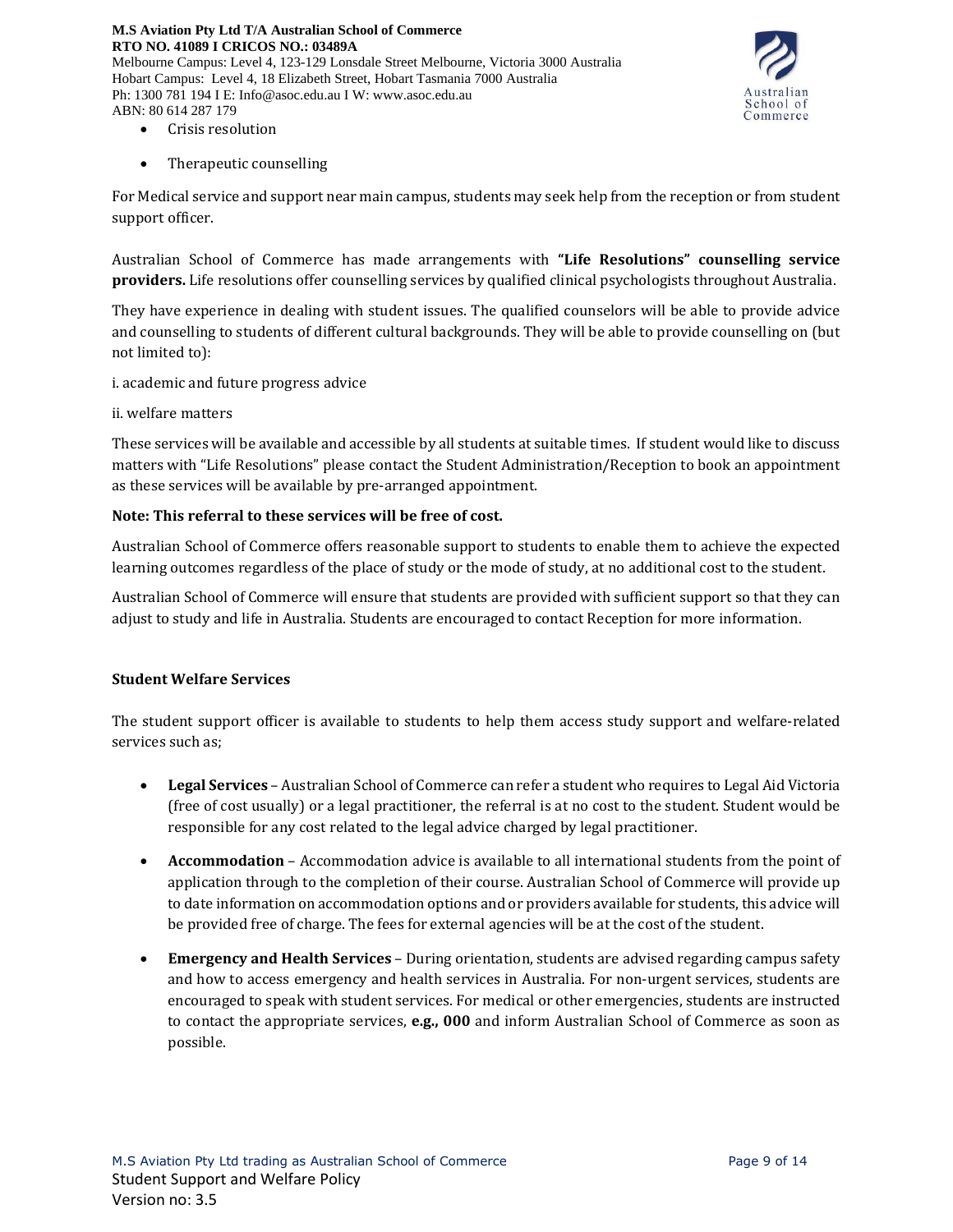- Crisis resolution
- Therapeutic counselling

For Medical service and support near main campus, students may seek help from the reception or from student support officer.

Australian School of Commerce has made arrangements with **"Life Resolutions" counselling service providers.** Life resolutions offer counselling services by qualified clinical psychologists throughout Australia.

They have experience in dealing with student issues. The qualified counselors will be able to provide advice and counselling to students of different cultural backgrounds. They will be able to provide counselling on (but not limited to):

i. academic and future progress advice

ii. welfare matters

These services will be available and accessible by all students at suitable times. If student would like to discuss matters with "Life Resolutions" please contact the Student Administration/Reception to book an appointment as these services will be available by pre-arranged appointment.

**Note: This referral to these services will be free of cost.**

Australian School of Commerce offers reasonable support to students to enable them to achieve the expected learning outcomes regardless of the place of study or the mode of study, at no additional cost to the student.

Australian School of Commerce will ensure that students are provided with sufficient support so that they can adjust to study and life in Australia. Students are encouraged to contact Reception for more information.

**Student Welfare Services**

The student support officer is available to students to help them access study support and welfare-related services such as;

- **Legal Services** – Australian School of Commerce can refer a student who requires to Legal Aid Victoria (free of cost usually) or a legal practitioner, the referral is at no cost to the student. Student would be responsible for any cost related to the legal advice charged by legal practitioner.
- **Accommodation** – Accommodation advice is available to all international students from the point of application through to the completion of their course. Australian School of Commerce will provide up to date information on accommodation options and or providers available for students, this advice will be provided free of charge. The fees for external agencies will be at the cost of the student.
- **Emergency and Health Services** – During orientation, students are advised regarding campus safety and how to access emergency and health services in Australia. For non-urgent services, students are encouraged to speak with student services. For medical or other emergencies, students are instructed to contact the appropriate services, **e.g., 000** and inform Australian School of Commerce as soon as possible.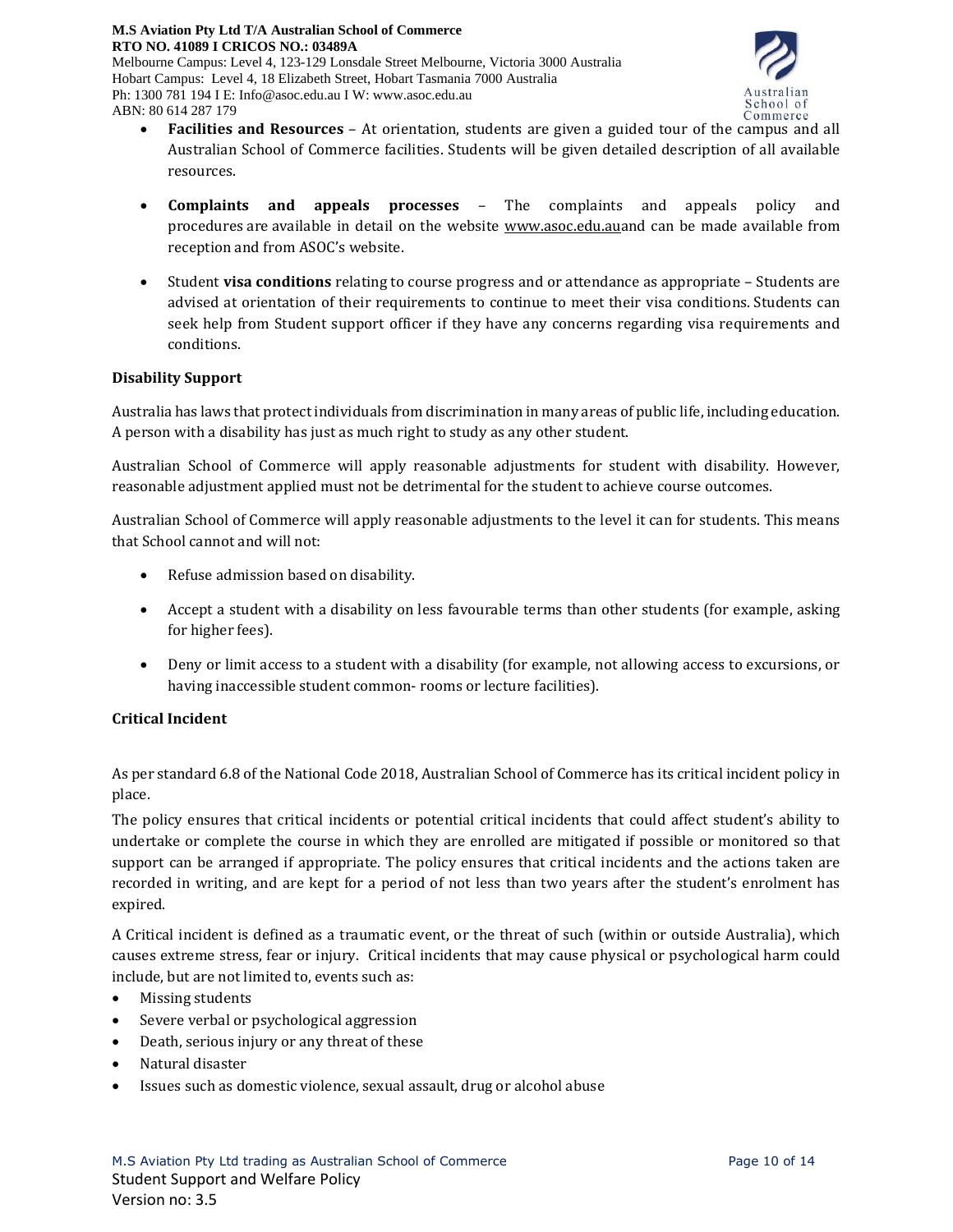- **Facilities and Resources** – At orientation, students are given a guided tour of the campus and all Australian School of Commerce facilities. Students will be given detailed description of all available resources.

- **Complaints and appeals processes** – The complaints and appeals policy and procedures are available in detail on the website www.asoc.edu.auand can be made available from reception and from ASOC's website.

- Student **visa conditions** relating to course progress and or attendance as appropriate – Students are advised at orientation of their requirements to continue to meet their visa conditions. Students can seek help from Student support officer if they have any concerns regarding visa requirements and conditions.

**Disability Support**

Australia has laws that protect individuals from discrimination in many areas of public life, including education. A person with a disability has just as much right to study as any other student.

Australian School of Commerce will apply reasonable adjustments for student with disability. However, reasonable adjustment applied must not be detrimental for the student to achieve course outcomes.

Australian School of Commerce will apply reasonable adjustments to the level it can for students. This means that School cannot and will not:

- Refuse admission based on disability.

- Accept a student with a disability on less favourable terms than other students (for example, asking for higher fees).

- Deny or limit access to a student with a disability (for example, not allowing access to excursions, or having inaccessible student common- rooms or lecture facilities).

**Critical Incident**

As per standard 6.8 of the National Code 2018, Australian School of Commerce has its critical incident policy in place.

The policy ensures that critical incidents or potential critical incidents that could affect student's ability to undertake or complete the course in which they are enrolled are mitigated if possible or monitored so that support can be arranged if appropriate. The policy ensures that critical incidents and the actions taken are recorded in writing, and are kept for a period of not less than two years after the student's enrolment has expired.

A Critical incident is defined as a traumatic event, or the threat of such (within or outside Australia), which causes extreme stress, fear or injury. Critical incidents that may cause physical or psychological harm could include, but are not limited to, events such as:

- Missing students
- Severe verbal or psychological aggression
- Death, serious injury or any threat of these
- Natural disaster
- Issues such as domestic violence, sexual assault, drug or alcohol abuse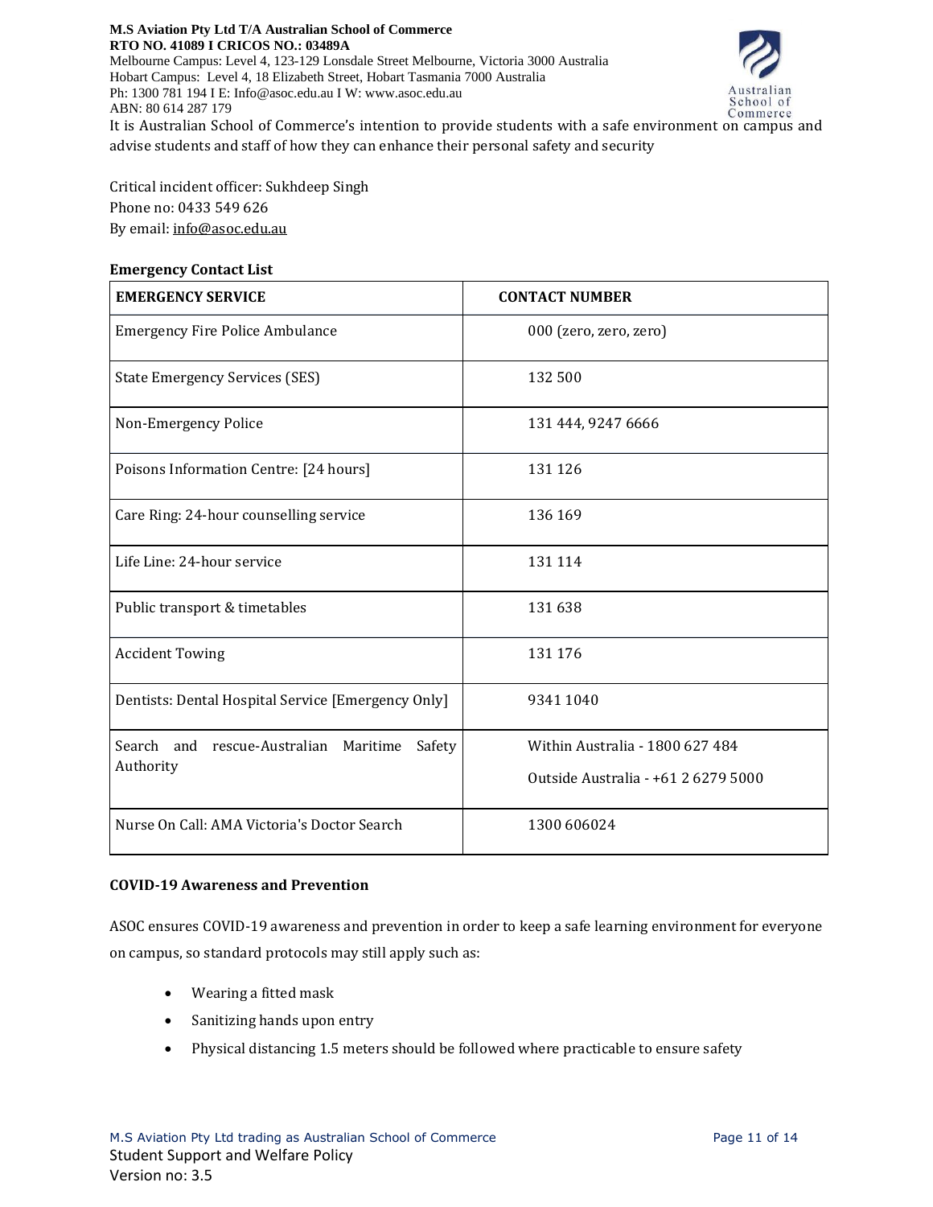It is Australian School of Commerce's intention to provide students with a safe environment on campus and advise students and staff of how they can enhance their personal safety and security

Critical incident officer: Sukhdeep Singh
Phone no: 0433 549 626
By email: info@asoc.edu.au

**Emergency Contact List**

| EMERGENCY SERVICE | CONTACT NUMBER |
|---|---|
| Emergency Fire Police Ambulance | 000 (zero, zero, zero) |
| State Emergency Services (SES) | 132 500 |
| Non-Emergency Police | 131 444, 9247 6666 |
| Poisons Information Centre: [24 hours] | 131 126 |
| Care Ring: 24-hour counselling service | 136 169 |
| Life Line: 24-hour service | 131 114 |
| Public transport & timetables | 131 638 |
| Accident Towing | 131 176 |
| Dentists: Dental Hospital Service [Emergency Only] | 9341 1040 |
| Search and rescue-Australian Maritime Safety Authority | Within Australia - 1800 627 484<br>Outside Australia - +61 2 6279 5000 |
| Nurse On Call: AMA Victoria's Doctor Search | 1300 606024 |

**COVID-19 Awareness and Prevention**

ASOC ensures COVID-19 awareness and prevention in order to keep a safe learning environment for everyone on campus, so standard protocols may still apply such as:

- Wearing a fitted mask
- Sanitizing hands upon entry
- Physical distancing 1.5 meters should be followed where practicable to ensure safety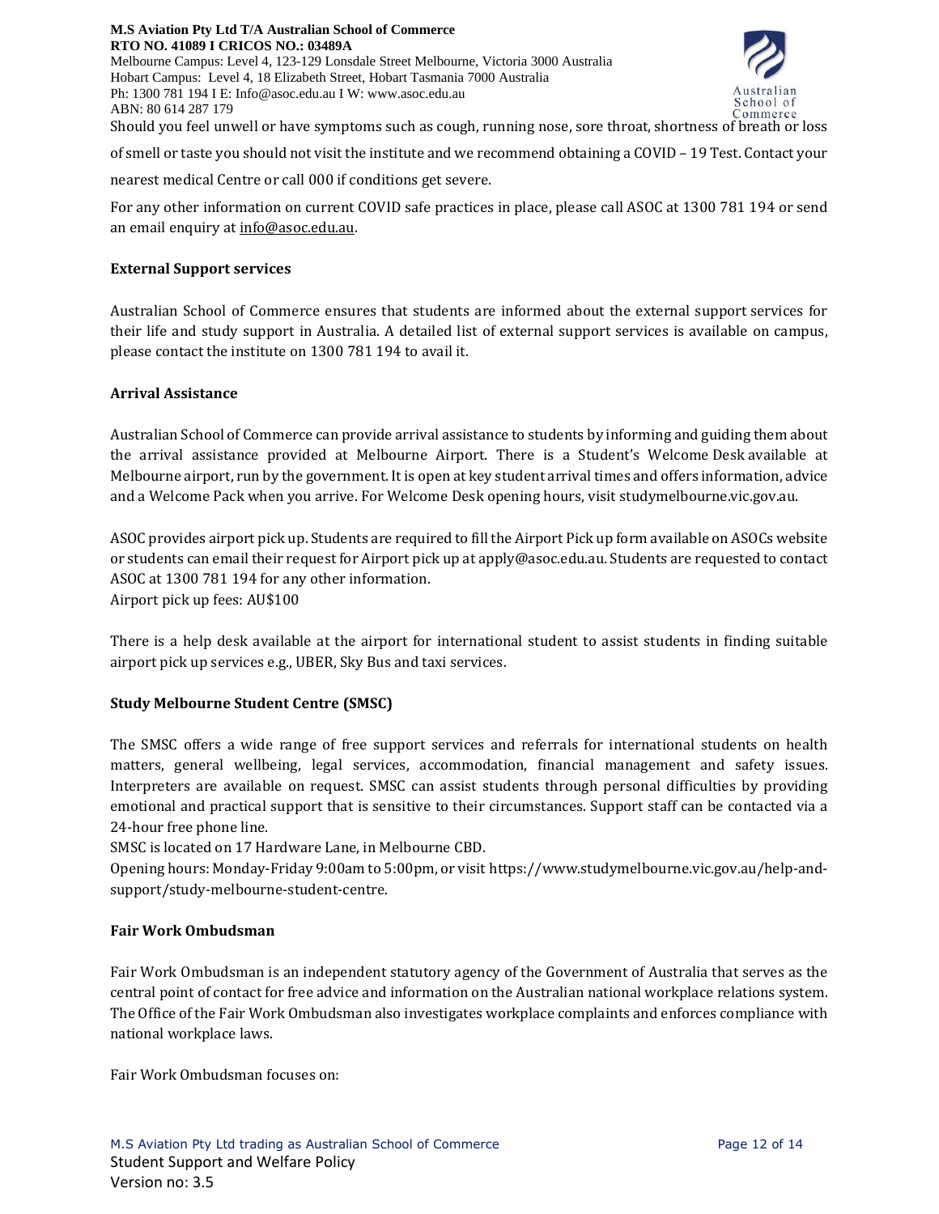Should you feel unwell or have symptoms such as cough, running nose, sore throat, shortness of breath or loss of smell or taste you should not visit the institute and we recommend obtaining a COVID – 19 Test. Contact your nearest medical Centre or call 000 if conditions get severe.

For any other information on current COVID safe practices in place, please call ASOC at 1300 781 194 or send an email enquiry at info@asoc.edu.au.

**External Support services**

Australian School of Commerce ensures that students are informed about the external support services for their life and study support in Australia. A detailed list of external support services is available on campus, please contact the institute on 1300 781 194 to avail it.

**Arrival Assistance**

Australian School of Commerce can provide arrival assistance to students by informing and guiding them about the arrival assistance provided at Melbourne Airport. There is a Student's Welcome Desk available at Melbourne airport, run by the government. It is open at key student arrival times and offers information, advice and a Welcome Pack when you arrive. For Welcome Desk opening hours, visit studymelbourne.vic.gov.au.

ASOC provides airport pick up. Students are required to fill the Airport Pick up form available on ASOCs website or students can email their request for Airport pick up at apply@asoc.edu.au. Students are requested to contact ASOC at 1300 781 194 for any other information.
Airport pick up fees: AU$100

There is a help desk available at the airport for international student to assist students in finding suitable airport pick up services e.g., UBER, Sky Bus and taxi services.

**Study Melbourne Student Centre (SMSC)**

The SMSC offers a wide range of free support services and referrals for international students on health matters, general wellbeing, legal services, accommodation, financial management and safety issues. Interpreters are available on request. SMSC can assist students through personal difficulties by providing emotional and practical support that is sensitive to their circumstances. Support staff can be contacted via a 24-hour free phone line.
SMSC is located on 17 Hardware Lane, in Melbourne CBD.
Opening hours: Monday-Friday 9:00am to 5:00pm, or visit https://www.studymelbourne.vic.gov.au/help-and-support/study-melbourne-student-centre.

**Fair Work Ombudsman**

Fair Work Ombudsman is an independent statutory agency of the Government of Australia that serves as the central point of contact for free advice and information on the Australian national workplace relations system. The Office of the Fair Work Ombudsman also investigates workplace complaints and enforces compliance with national workplace laws.

Fair Work Ombudsman focuses on: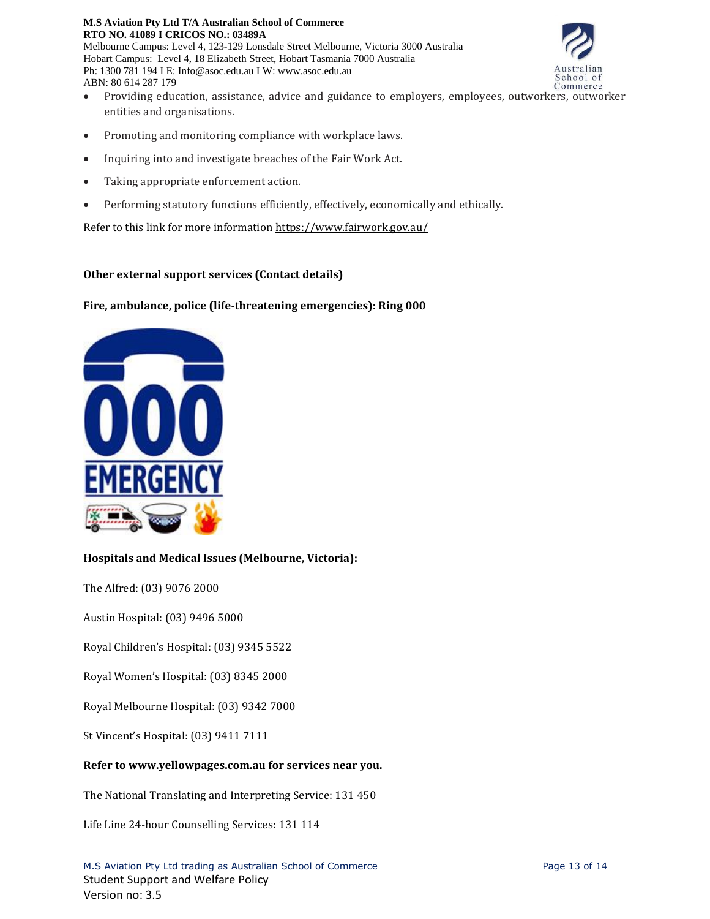- Providing education, assistance, advice and guidance to employers, employees, outworkers, outworker entities and organisations.
- Promoting and monitoring compliance with workplace laws.
- Inquiring into and investigate breaches of the Fair Work Act.
- Taking appropriate enforcement action.
- Performing statutory functions efficiently, effectively, economically and ethically.

Refer to this link for more information https://www.fairwork.gov.au/

**Other external support services (Contact details)**

**Fire, ambulance, police (life-threatening emergencies): Ring 000**

**Hospitals and Medical Issues (Melbourne, Victoria):**

The Alfred: (03) 9076 2000

Austin Hospital: (03) 9496 5000

Royal Children's Hospital: (03) 9345 5522

Royal Women's Hospital: (03) 8345 2000

Royal Melbourne Hospital: (03) 9342 7000

St Vincent's Hospital: (03) 9411 7111

**Refer to www.yellowpages.com.au for services near you.**

The National Translating and Interpreting Service: 131 450

Life Line 24-hour Counselling Services: 131 114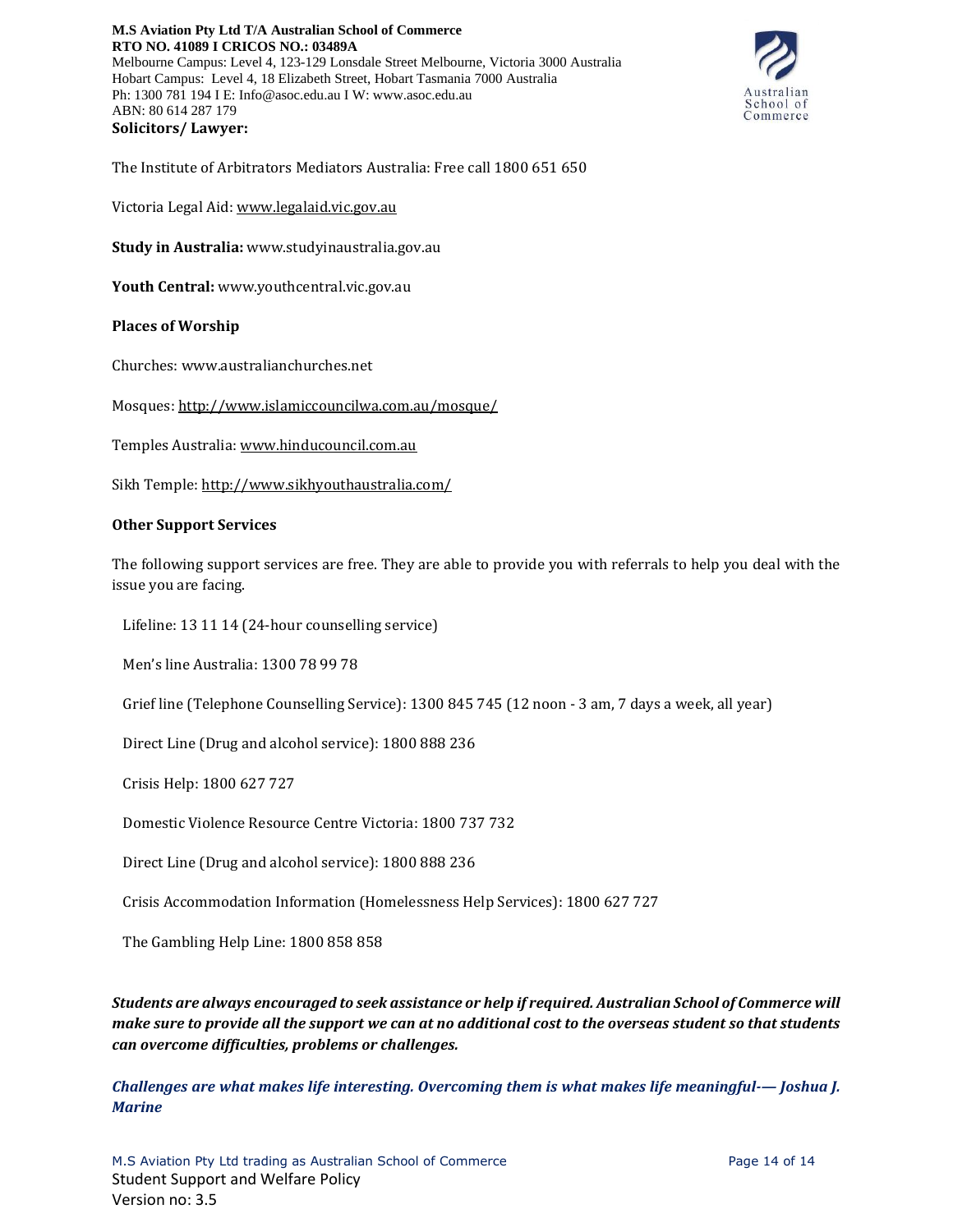**Solicitors/ Lawyer:**

The Institute of Arbitrators Mediators Australia: Free call 1800 651 650

Victoria Legal Aid: www.legalaid.vic.gov.au

**Study in Australia:** www.studyinaustralia.gov.au

**Youth Central:** www.youthcentral.vic.gov.au

**Places of Worship**

Churches: www.australianchurches.net

Mosques: http://www.islamiccouncilwa.com.au/mosque/

Temples Australia: www.hinducouncil.com.au

Sikh Temple: http://www.sikhyouthaustralia.com/

**Other Support Services**

The following support services are free. They are able to provide you with referrals to help you deal with the issue you are facing.

Lifeline: 13 11 14 (24-hour counselling service)

Men's line Australia: 1300 78 99 78

Grief line (Telephone Counselling Service): 1300 845 745 (12 noon - 3 am, 7 days a week, all year)

Direct Line (Drug and alcohol service): 1800 888 236

Crisis Help: 1800 627 727

Domestic Violence Resource Centre Victoria: 1800 737 732

Direct Line (Drug and alcohol service): 1800 888 236

Crisis Accommodation Information (Homelessness Help Services): 1800 627 727

The Gambling Help Line: 1800 858 858

***Students are always encouraged to seek assistance or help if required. Australian School of Commerce will make sure to provide all the support we can at no additional cost to the overseas student so that students can overcome difficulties, problems or challenges.***

***Challenges are what makes life interesting. Overcoming them is what makes life meaningful-— Joshua J. Marine***